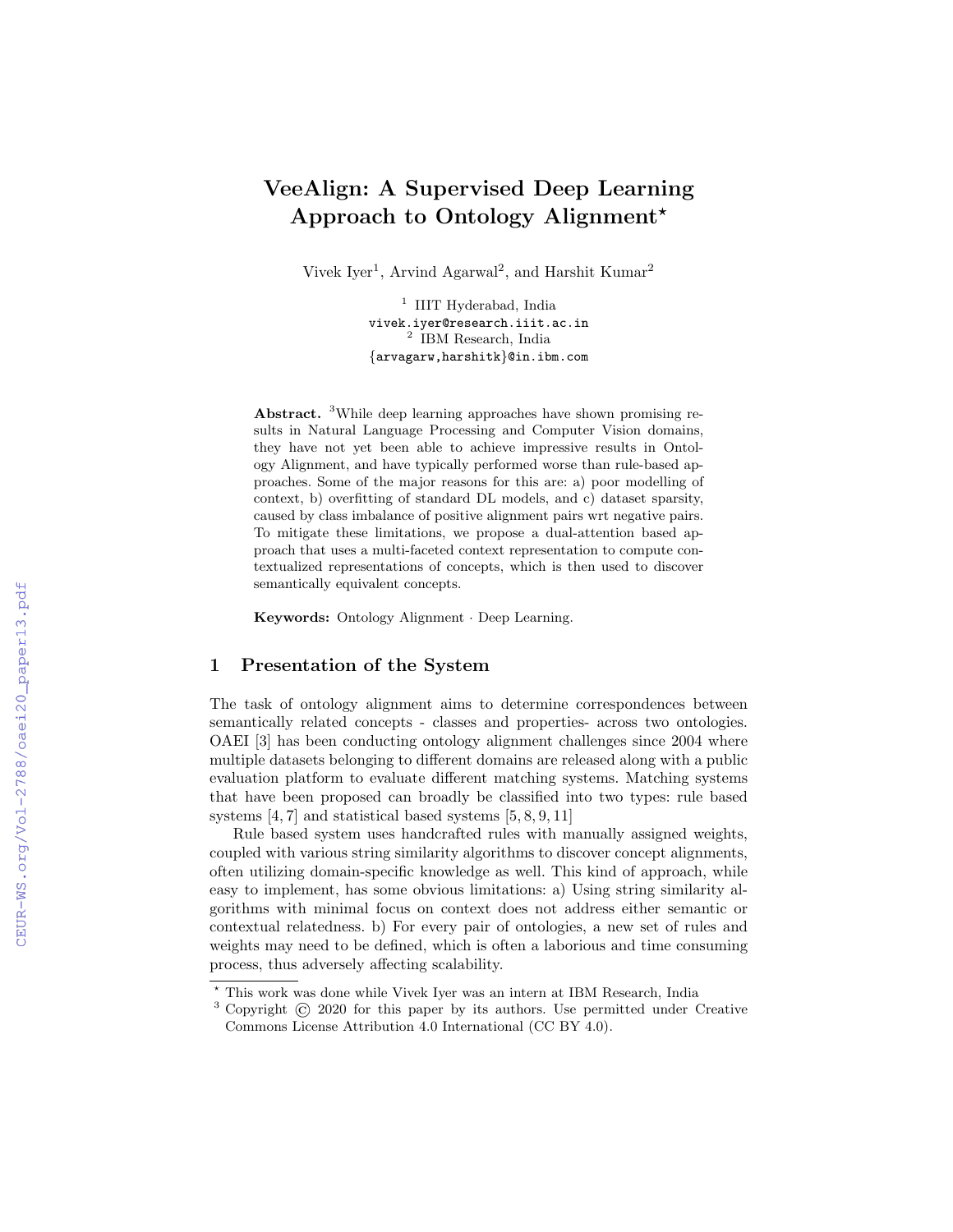# VeeAlign: A Supervised Deep Learning Approach to Ontology Alignment*

Vivek Iyer[1], Arvind Agarwal[2], and Harshit Kumar[2]

[1] IIIT Hyderabad, India
vivek.iyer@research.iiit.ac.in
[2] IBM Research, India
{arvagarw,harshitk}@in.ibm.com

**Abstract.** [3]While deep learning approaches have shown promising results in Natural Language Processing and Computer Vision domains, they have not yet been able to achieve impressive results in Ontology Alignment, and have typically performed worse than rule-based approaches. Some of the major reasons for this are: a) poor modelling of context, b) overfitting of standard DL models, and c) dataset sparsity, caused by class imbalance of positive alignment pairs wrt negative pairs. To mitigate these limitations, we propose a dual-attention based approach that uses a multi-faceted context representation to compute contextualized representations of concepts, which is then used to discover semantically equivalent concepts.

**Keywords:** Ontology Alignment · Deep Learning.

## 1 Presentation of the System

The task of ontology alignment aims to determine correspondences between semantically related concepts - classes and properties- across two ontologies. OAEI [3] has been conducting ontology alignment challenges since 2004 where multiple datasets belonging to different domains are released along with a public evaluation platform to evaluate different matching systems. Matching systems that have been proposed can broadly be classified into two types: rule based systems [4, 7] and statistical based systems [5, 8, 9, 11]

Rule based system uses handcrafted rules with manually assigned weights, coupled with various string similarity algorithms to discover concept alignments, often utilizing domain-specific knowledge as well. This kind of approach, while easy to implement, has some obvious limitations: a) Using string similarity algorithms with minimal focus on context does not address either semantic or contextual relatedness. b) For every pair of ontologies, a new set of rules and weights may need to be defined, which is often a laborious and time consuming process, thus adversely affecting scalability.

* This work was done while Vivek Iyer was an intern at IBM Research, India

[3] Copyright © 2020 for this paper by its authors. Use permitted under Creative Commons License Attribution 4.0 International (CC BY 4.0).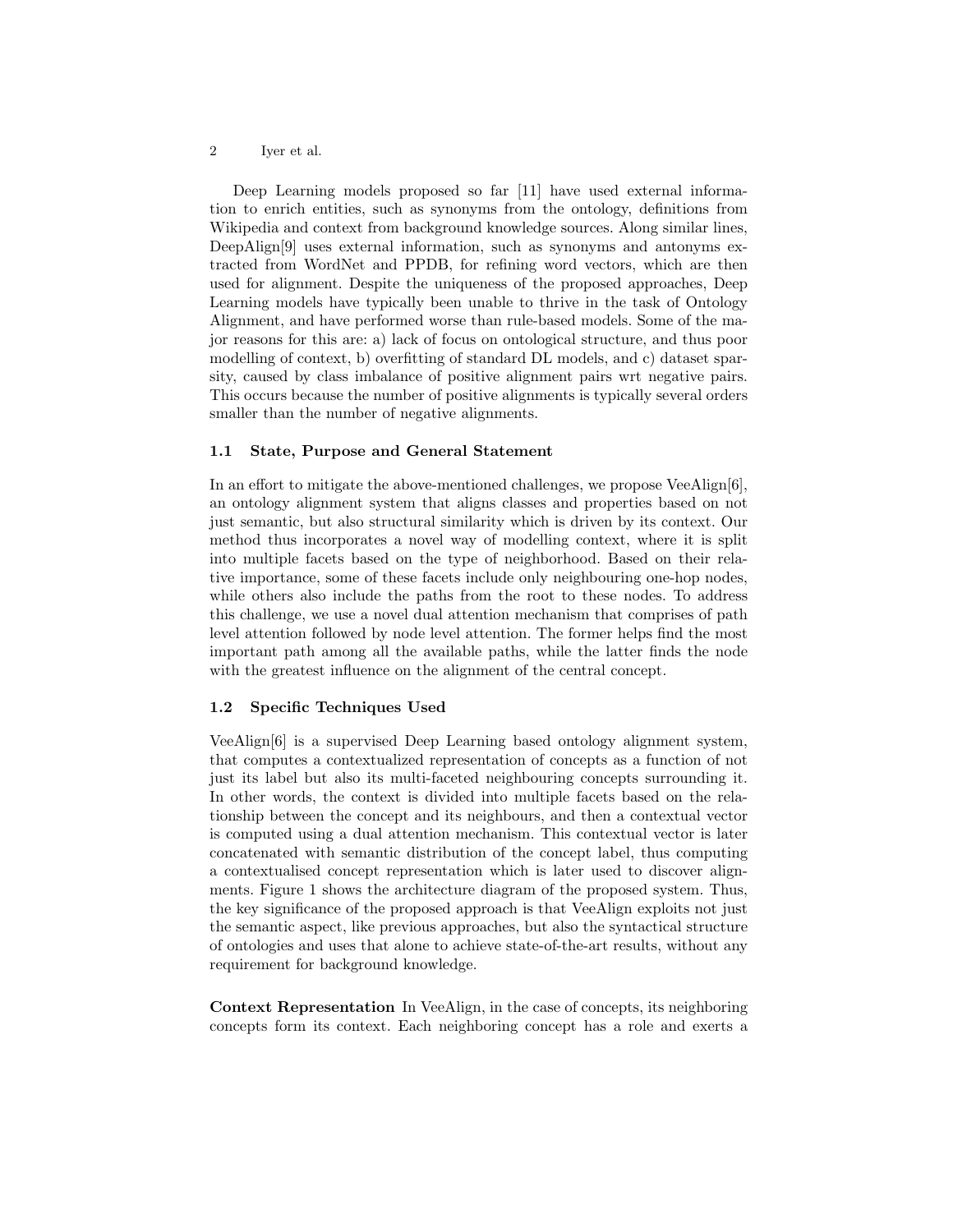Deep Learning models proposed so far [11] have used external information to enrich entities, such as synonyms from the ontology, definitions from Wikipedia and context from background knowledge sources. Along similar lines, DeepAlign[9] uses external information, such as synonyms and antonyms extracted from WordNet and PPDB, for refining word vectors, which are then used for alignment. Despite the uniqueness of the proposed approaches, Deep Learning models have typically been unable to thrive in the task of Ontology Alignment, and have performed worse than rule-based models. Some of the major reasons for this are: a) lack of focus on ontological structure, and thus poor modelling of context, b) overfitting of standard DL models, and c) dataset sparsity, caused by class imbalance of positive alignment pairs wrt negative pairs. This occurs because the number of positive alignments is typically several orders smaller than the number of negative alignments.

### 1.1 State, Purpose and General Statement

In an effort to mitigate the above-mentioned challenges, we propose VeeAlign[6], an ontology alignment system that aligns classes and properties based on not just semantic, but also structural similarity which is driven by its context. Our method thus incorporates a novel way of modelling context, where it is split into multiple facets based on the type of neighborhood. Based on their relative importance, some of these facets include only neighbouring one-hop nodes, while others also include the paths from the root to these nodes. To address this challenge, we use a novel dual attention mechanism that comprises of path level attention followed by node level attention. The former helps find the most important path among all the available paths, while the latter finds the node with the greatest influence on the alignment of the central concept.

### 1.2 Specific Techniques Used

VeeAlign[6] is a supervised Deep Learning based ontology alignment system, that computes a contextualized representation of concepts as a function of not just its label but also its multi-faceted neighbouring concepts surrounding it. In other words, the context is divided into multiple facets based on the relationship between the concept and its neighbours, and then a contextual vector is computed using a dual attention mechanism. This contextual vector is later concatenated with semantic distribution of the concept label, thus computing a contextualised concept representation which is later used to discover alignments. Figure 1 shows the architecture diagram of the proposed system. Thus, the key significance of the proposed approach is that VeeAlign exploits not just the semantic aspect, like previous approaches, but also the syntactical structure of ontologies and uses that alone to achieve state-of-the-art results, without any requirement for background knowledge.

**Context Representation** In VeeAlign, in the case of concepts, its neighboring concepts form its context. Each neighboring concept has a role and exerts a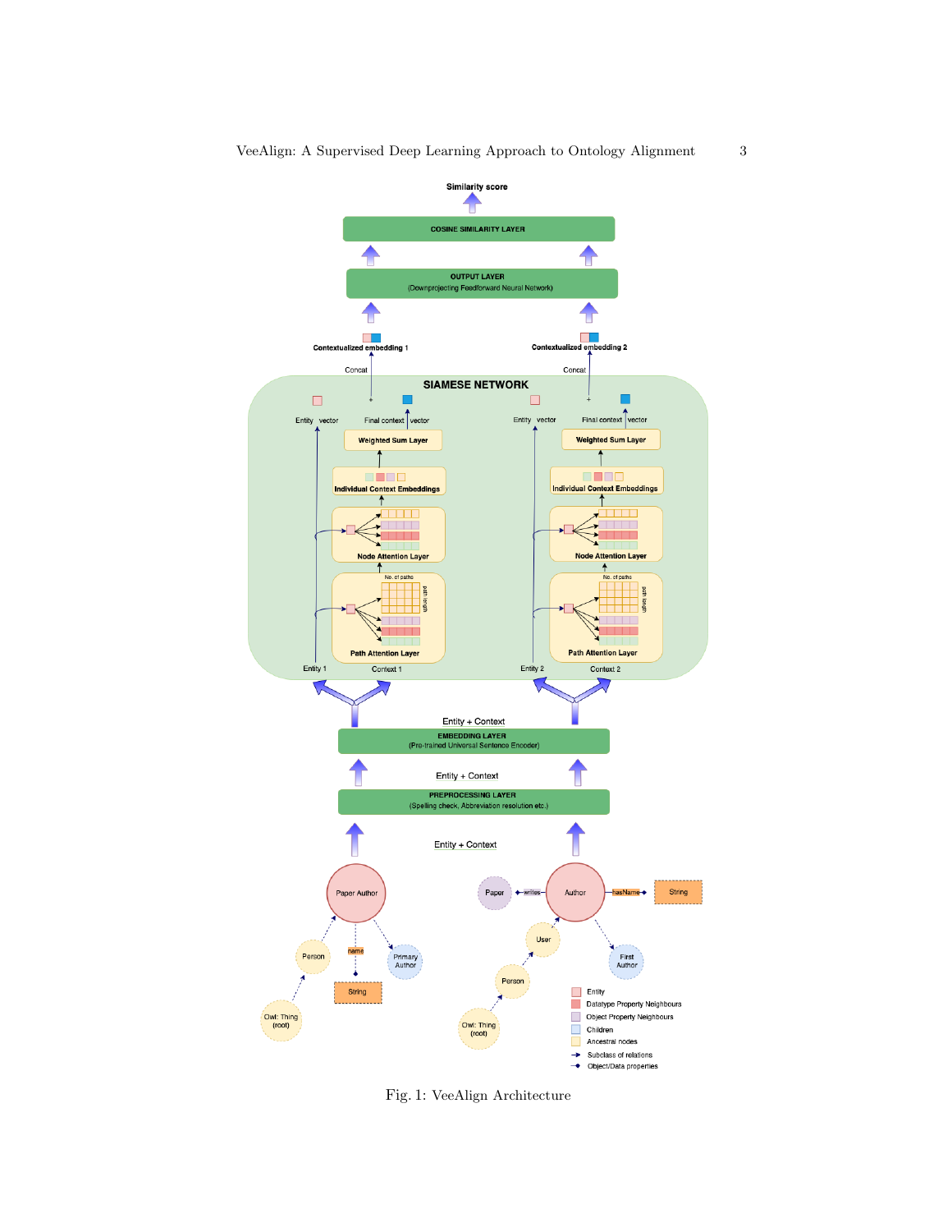Fig. 1: VeeAlign Architecture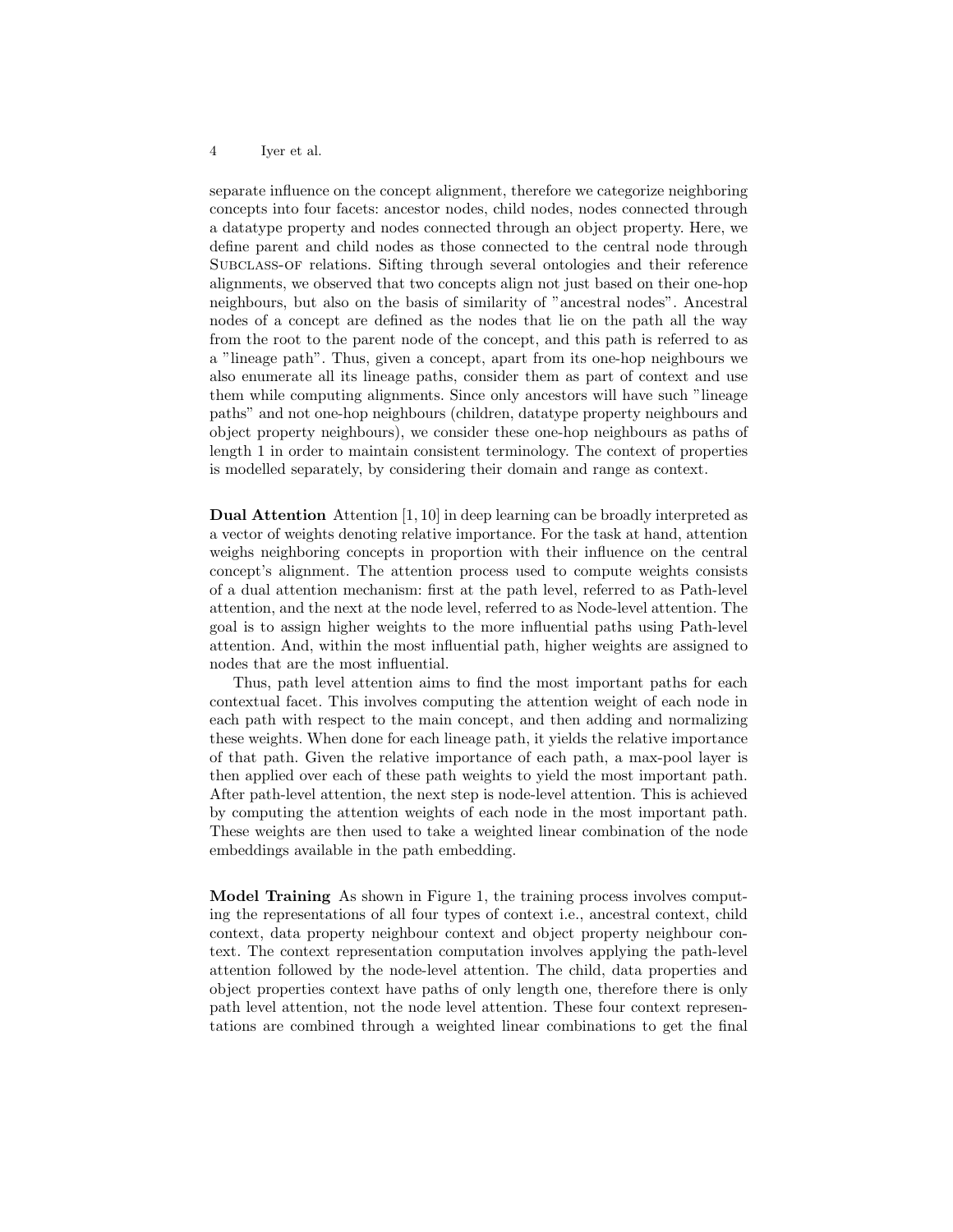separate influence on the concept alignment, therefore we categorize neighboring concepts into four facets: ancestor nodes, child nodes, nodes connected through a datatype property and nodes connected through an object property. Here, we define parent and child nodes as those connected to the central node through SUBCLASS-OF relations. Sifting through several ontologies and their reference alignments, we observed that two concepts align not just based on their one-hop neighbours, but also on the basis of similarity of "ancestral nodes". Ancestral nodes of a concept are defined as the nodes that lie on the path all the way from the root to the parent node of the concept, and this path is referred to as a "lineage path". Thus, given a concept, apart from its one-hop neighbours we also enumerate all its lineage paths, consider them as part of context and use them while computing alignments. Since only ancestors will have such "lineage paths" and not one-hop neighbours (children, datatype property neighbours and object property neighbours), we consider these one-hop neighbours as paths of length 1 in order to maintain consistent terminology. The context of properties is modelled separately, by considering their domain and range as context.

**Dual Attention** Attention [1, 10] in deep learning can be broadly interpreted as a vector of weights denoting relative importance. For the task at hand, attention weighs neighboring concepts in proportion with their influence on the central concept's alignment. The attention process used to compute weights consists of a dual attention mechanism: first at the path level, referred to as Path-level attention, and the next at the node level, referred to as Node-level attention. The goal is to assign higher weights to the more influential paths using Path-level attention. And, within the most influential path, higher weights are assigned to nodes that are the most influential.

Thus, path level attention aims to find the most important paths for each contextual facet. This involves computing the attention weight of each node in each path with respect to the main concept, and then adding and normalizing these weights. When done for each lineage path, it yields the relative importance of that path. Given the relative importance of each path, a max-pool layer is then applied over each of these path weights to yield the most important path. After path-level attention, the next step is node-level attention. This is achieved by computing the attention weights of each node in the most important path. These weights are then used to take a weighted linear combination of the node embeddings available in the path embedding.

**Model Training** As shown in Figure 1, the training process involves computing the representations of all four types of context i.e., ancestral context, child context, data property neighbour context and object property neighbour context. The context representation computation involves applying the path-level attention followed by the node-level attention. The child, data properties and object properties context have paths of only length one, therefore there is only path level attention, not the node level attention. These four context representations are combined through a weighted linear combinations to get the final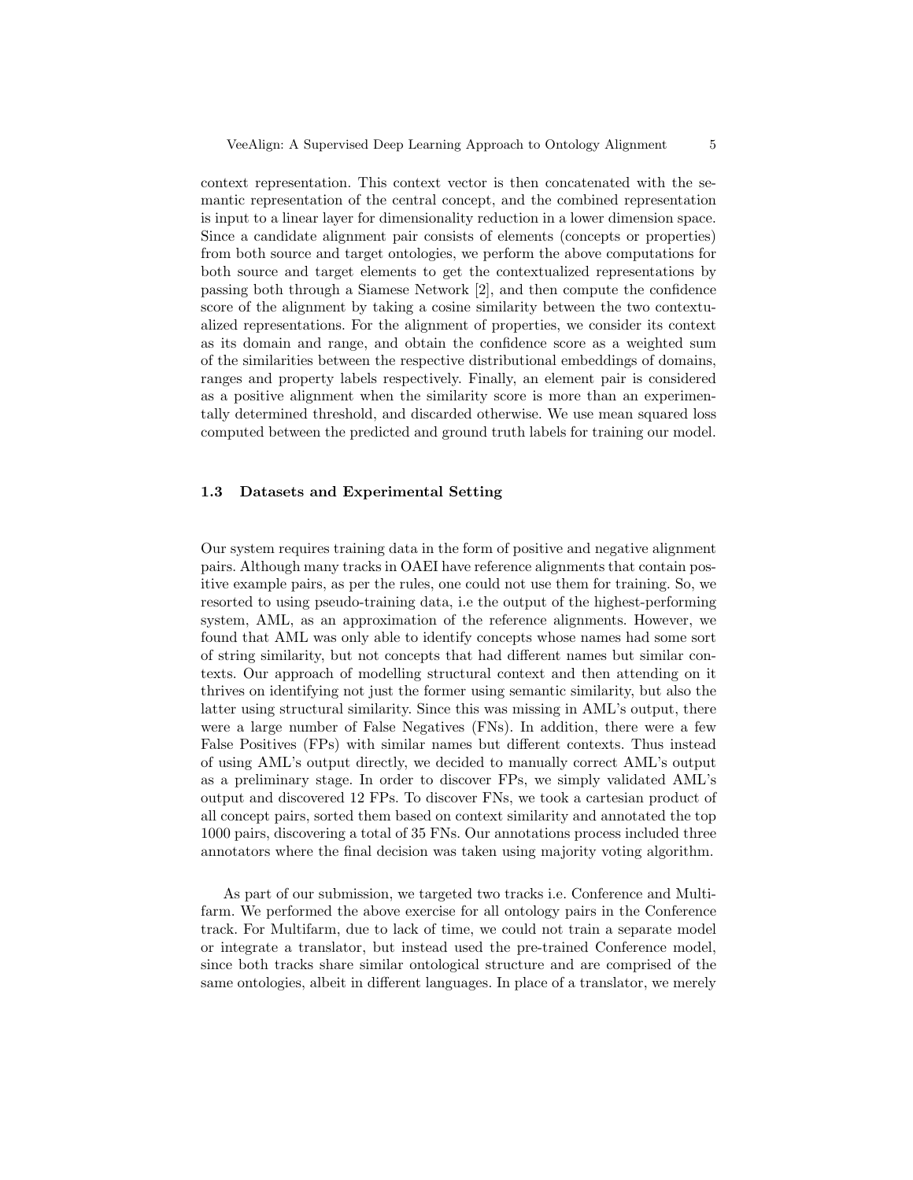context representation. This context vector is then concatenated with the semantic representation of the central concept, and the combined representation is input to a linear layer for dimensionality reduction in a lower dimension space. Since a candidate alignment pair consists of elements (concepts or properties) from both source and target ontologies, we perform the above computations for both source and target elements to get the contextualized representations by passing both through a Siamese Network [2], and then compute the confidence score of the alignment by taking a cosine similarity between the two contextualized representations. For the alignment of properties, we consider its context as its domain and range, and obtain the confidence score as a weighted sum of the similarities between the respective distributional embeddings of domains, ranges and property labels respectively. Finally, an element pair is considered as a positive alignment when the similarity score is more than an experimentally determined threshold, and discarded otherwise. We use mean squared loss computed between the predicted and ground truth labels for training our model.

### 1.3 Datasets and Experimental Setting

Our system requires training data in the form of positive and negative alignment pairs. Although many tracks in OAEI have reference alignments that contain positive example pairs, as per the rules, one could not use them for training. So, we resorted to using pseudo-training data, i.e the output of the highest-performing system, AML, as an approximation of the reference alignments. However, we found that AML was only able to identify concepts whose names had some sort of string similarity, but not concepts that had different names but similar contexts. Our approach of modelling structural context and then attending on it thrives on identifying not just the former using semantic similarity, but also the latter using structural similarity. Since this was missing in AML's output, there were a large number of False Negatives (FNs). In addition, there were a few False Positives (FPs) with similar names but different contexts. Thus instead of using AML's output directly, we decided to manually correct AML's output as a preliminary stage. In order to discover FPs, we simply validated AML's output and discovered 12 FPs. To discover FNs, we took a cartesian product of all concept pairs, sorted them based on context similarity and annotated the top 1000 pairs, discovering a total of 35 FNs. Our annotations process included three annotators where the final decision was taken using majority voting algorithm.

As part of our submission, we targeted two tracks i.e. Conference and Multifarm. We performed the above exercise for all ontology pairs in the Conference track. For Multifarm, due to lack of time, we could not train a separate model or integrate a translator, but instead used the pre-trained Conference model, since both tracks share similar ontological structure and are comprised of the same ontologies, albeit in different languages. In place of a translator, we merely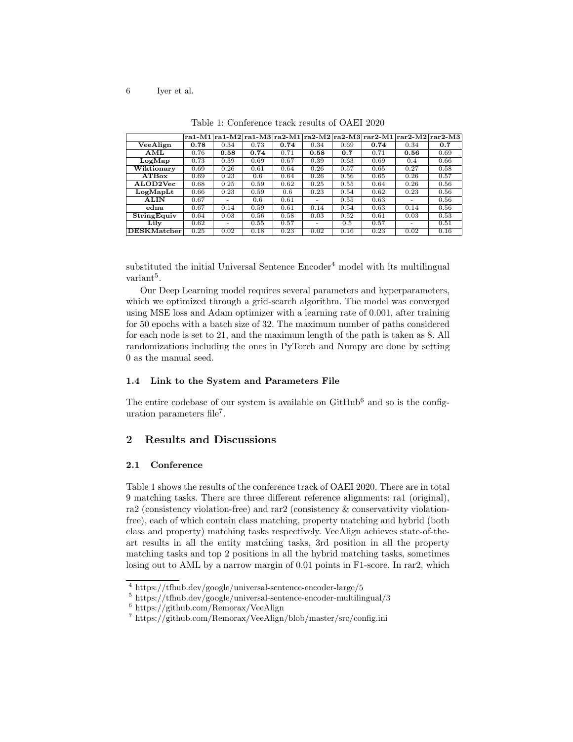Table 1: Conference track results of OAEI 2020

| | ra1-M1 | ra1-M2 | ra1-M3 | ra2-M1 | ra2-M2 | ra2-M3 | rar2-M1 | rar2-M2 | rar2-M3 |
|---|---|---|---|---|---|---|---|---|---|
| **VeeAlign** | **0.78** | 0.34 | 0.73 | **0.74** | 0.34 | 0.69 | **0.74** | 0.34 | **0.7** |
| **AML** | 0.76 | **0.58** | **0.74** | 0.71 | **0.58** | **0.7** | 0.71 | **0.56** | 0.69 |
| **LogMap** | 0.73 | 0.39 | 0.69 | 0.67 | 0.39 | 0.63 | 0.69 | 0.4 | 0.66 |
| **Wiktionary** | 0.69 | 0.26 | 0.61 | 0.64 | 0.26 | 0.57 | 0.65 | 0.27 | 0.58 |
| **ATBox** | 0.69 | 0.23 | 0.6 | 0.64 | 0.26 | 0.56 | 0.65 | 0.26 | 0.57 |
| **ALOD2Vec** | 0.68 | 0.25 | 0.59 | 0.62 | 0.25 | 0.55 | 0.64 | 0.26 | 0.56 |
| **LogMapLt** | 0.66 | 0.23 | 0.59 | 0.6 | 0.23 | 0.54 | 0.62 | 0.23 | 0.56 |
| **ALIN** | 0.67 | - | 0.6 | 0.61 | - | 0.55 | 0.63 | - | 0.56 |
| **edna** | 0.67 | 0.14 | 0.59 | 0.61 | 0.14 | 0.54 | 0.63 | 0.14 | 0.56 |
| **StringEquiv** | 0.64 | 0.03 | 0.56 | 0.58 | 0.03 | 0.52 | 0.61 | 0.03 | 0.53 |
| **Lily** | 0.62 | - | 0.55 | 0.57 | - | 0.5 | 0.57 | - | 0.51 |
| **DESKMatcher** | 0.25 | 0.02 | 0.18 | 0.23 | 0.02 | 0.16 | 0.23 | 0.02 | 0.16 |

substituted the initial Universal Sentence Encoder[4] model with its multilingual variant[5].

Our Deep Learning model requires several parameters and hyperparameters, which we optimized through a grid-search algorithm. The model was converged using MSE loss and Adam optimizer with a learning rate of 0.001, after training for 50 epochs with a batch size of 32. The maximum number of paths considered for each node is set to 21, and the maximum length of the path is taken as 8. All randomizations including the ones in PyTorch and Numpy are done by setting 0 as the manual seed.

### 1.4 Link to the System and Parameters File

The entire codebase of our system is available on GitHub[6] and so is the configuration parameters file[7].

## 2 Results and Discussions

### 2.1 Conference

Table 1 shows the results of the conference track of OAEI 2020. There are in total 9 matching tasks. There are three different reference alignments: ra1 (original), ra2 (consistency violation-free) and rar2 (consistency & conservativity violation-free), each of which contain class matching, property matching and hybrid (both class and property) matching tasks respectively. VeeAlign achieves state-of-the-art results in all the entity matching tasks, 3rd position in all the property matching tasks and top 2 positions in all the hybrid matching tasks, sometimes losing out to AML by a narrow margin of 0.01 points in F1-score. In rar2, which

[4] https://tfhub.dev/google/universal-sentence-encoder-large/5

[5] https://tfhub.dev/google/universal-sentence-encoder-multilingual/3

[6] https://github.com/Remorax/VeeAlign

[7] https://github.com/Remorax/VeeAlign/blob/master/src/config.ini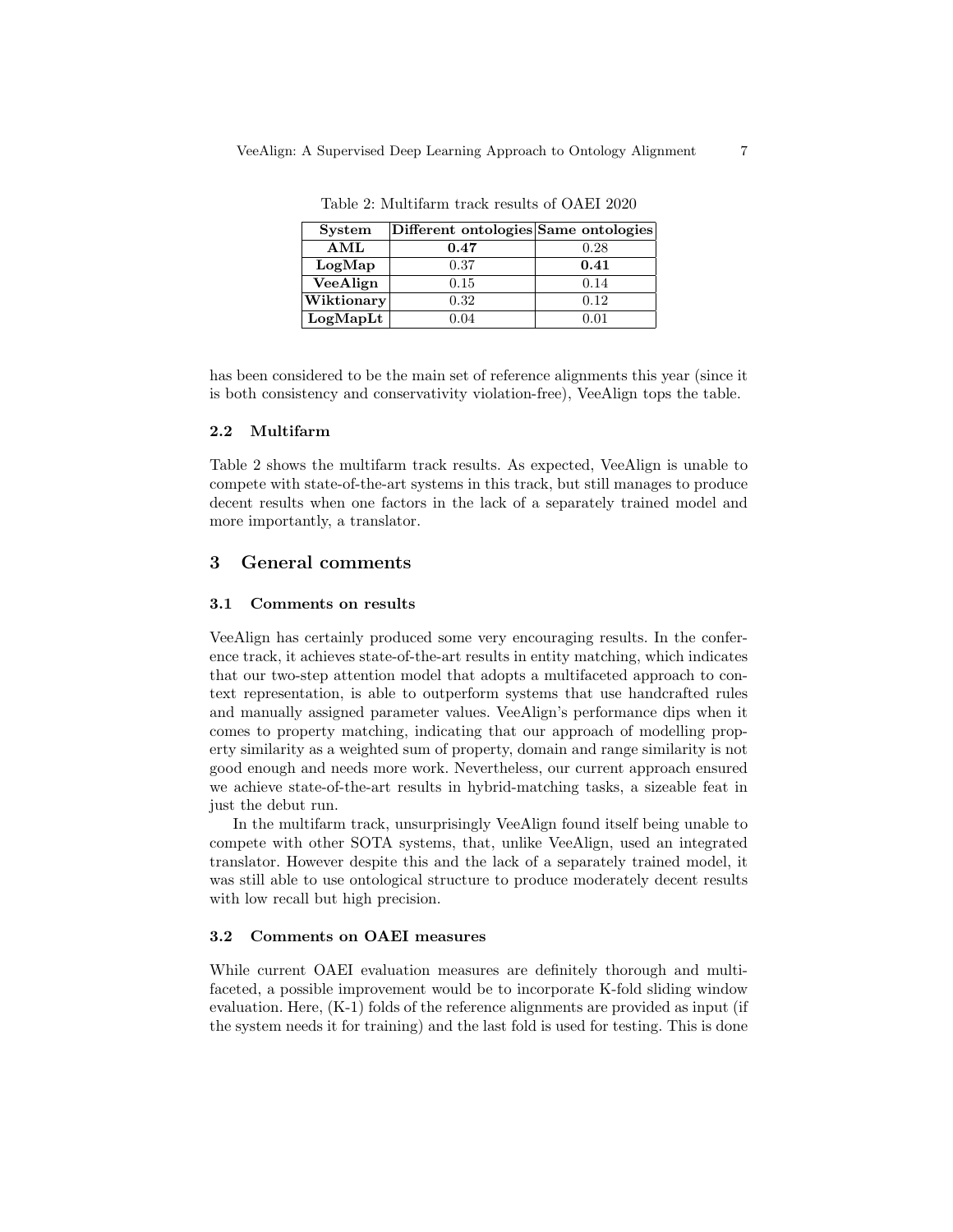Table 2: Multifarm track results of OAEI 2020

| System | Different ontologies | Same ontologies |
| --- | --- | --- |
| **AML** | **0.47** | 0.28 |
| **LogMap** | 0.37 | **0.41** |
| **VeeAlign** | 0.15 | 0.14 |
| **Wiktionary** | 0.32 | 0.12 |
| **LogMapLt** | 0.04 | 0.01 |

has been considered to be the main set of reference alignments this year (since it is both consistency and conservativity violation-free), VeeAlign tops the table.

### 2.2 Multifarm

Table 2 shows the multifarm track results. As expected, VeeAlign is unable to compete with state-of-the-art systems in this track, but still manages to produce decent results when one factors in the lack of a separately trained model and more importantly, a translator.

## 3 General comments

### 3.1 Comments on results

VeeAlign has certainly produced some very encouraging results. In the conference track, it achieves state-of-the-art results in entity matching, which indicates that our two-step attention model that adopts a multifaceted approach to context representation, is able to outperform systems that use handcrafted rules and manually assigned parameter values. VeeAlign's performance dips when it comes to property matching, indicating that our approach of modelling property similarity as a weighted sum of property, domain and range similarity is not good enough and needs more work. Nevertheless, our current approach ensured we achieve state-of-the-art results in hybrid-matching tasks, a sizeable feat in just the debut run.

In the multifarm track, unsurprisingly VeeAlign found itself being unable to compete with other SOTA systems, that, unlike VeeAlign, used an integrated translator. However despite this and the lack of a separately trained model, it was still able to use ontological structure to produce moderately decent results with low recall but high precision.

### 3.2 Comments on OAEI measures

While current OAEI evaluation measures are definitely thorough and multifaceted, a possible improvement would be to incorporate K-fold sliding window evaluation. Here, (K-1) folds of the reference alignments are provided as input (if the system needs it for training) and the last fold is used for testing. This is done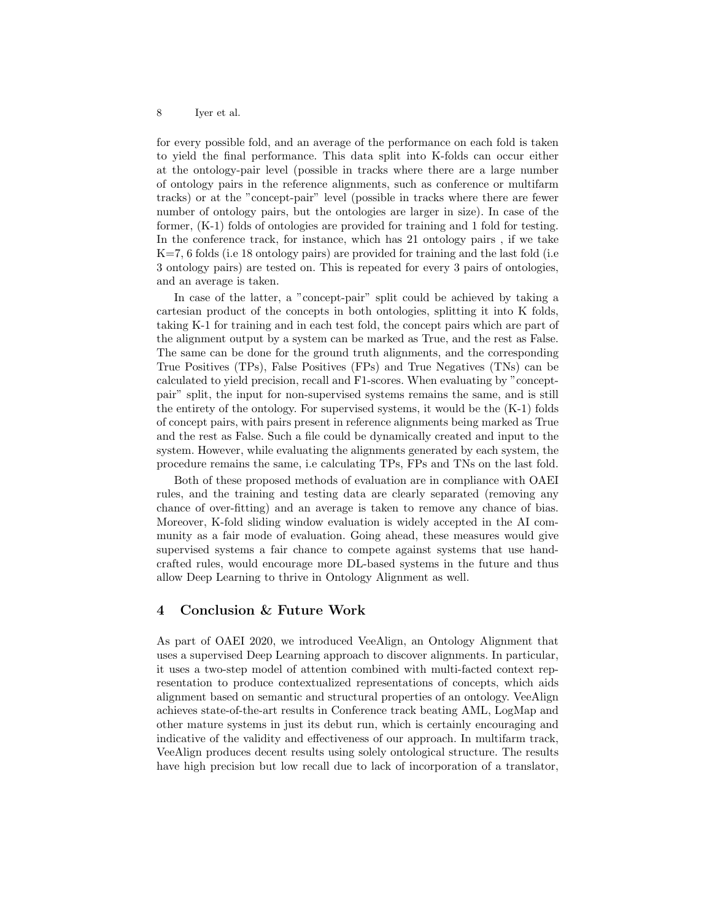for every possible fold, and an average of the performance on each fold is taken to yield the final performance. This data split into K-folds can occur either at the ontology-pair level (possible in tracks where there are a large number of ontology pairs in the reference alignments, such as conference or multifarm tracks) or at the "concept-pair" level (possible in tracks where there are fewer number of ontology pairs, but the ontologies are larger in size). In case of the former, (K-1) folds of ontologies are provided for training and 1 fold for testing. In the conference track, for instance, which has 21 ontology pairs , if we take K=7, 6 folds (i.e 18 ontology pairs) are provided for training and the last fold (i.e 3 ontology pairs) are tested on. This is repeated for every 3 pairs of ontologies, and an average is taken.

In case of the latter, a "concept-pair" split could be achieved by taking a cartesian product of the concepts in both ontologies, splitting it into K folds, taking K-1 for training and in each test fold, the concept pairs which are part of the alignment output by a system can be marked as True, and the rest as False. The same can be done for the ground truth alignments, and the corresponding True Positives (TPs), False Positives (FPs) and True Negatives (TNs) can be calculated to yield precision, recall and F1-scores. When evaluating by "concept-pair" split, the input for non-supervised systems remains the same, and is still the entirety of the ontology. For supervised systems, it would be the (K-1) folds of concept pairs, with pairs present in reference alignments being marked as True and the rest as False. Such a file could be dynamically created and input to the system. However, while evaluating the alignments generated by each system, the procedure remains the same, i.e calculating TPs, FPs and TNs on the last fold.

Both of these proposed methods of evaluation are in compliance with OAEI rules, and the training and testing data are clearly separated (removing any chance of over-fitting) and an average is taken to remove any chance of bias. Moreover, K-fold sliding window evaluation is widely accepted in the AI community as a fair mode of evaluation. Going ahead, these measures would give supervised systems a fair chance to compete against systems that use handcrafted rules, would encourage more DL-based systems in the future and thus allow Deep Learning to thrive in Ontology Alignment as well.

## 4 Conclusion & Future Work

As part of OAEI 2020, we introduced VeeAlign, an Ontology Alignment that uses a supervised Deep Learning approach to discover alignments. In particular, it uses a two-step model of attention combined with multi-facted context representation to produce contextualized representations of concepts, which aids alignment based on semantic and structural properties of an ontology. VeeAlign achieves state-of-the-art results in Conference track beating AML, LogMap and other mature systems in just its debut run, which is certainly encouraging and indicative of the validity and effectiveness of our approach. In multifarm track, VeeAlign produces decent results using solely ontological structure. The results have high precision but low recall due to lack of incorporation of a translator,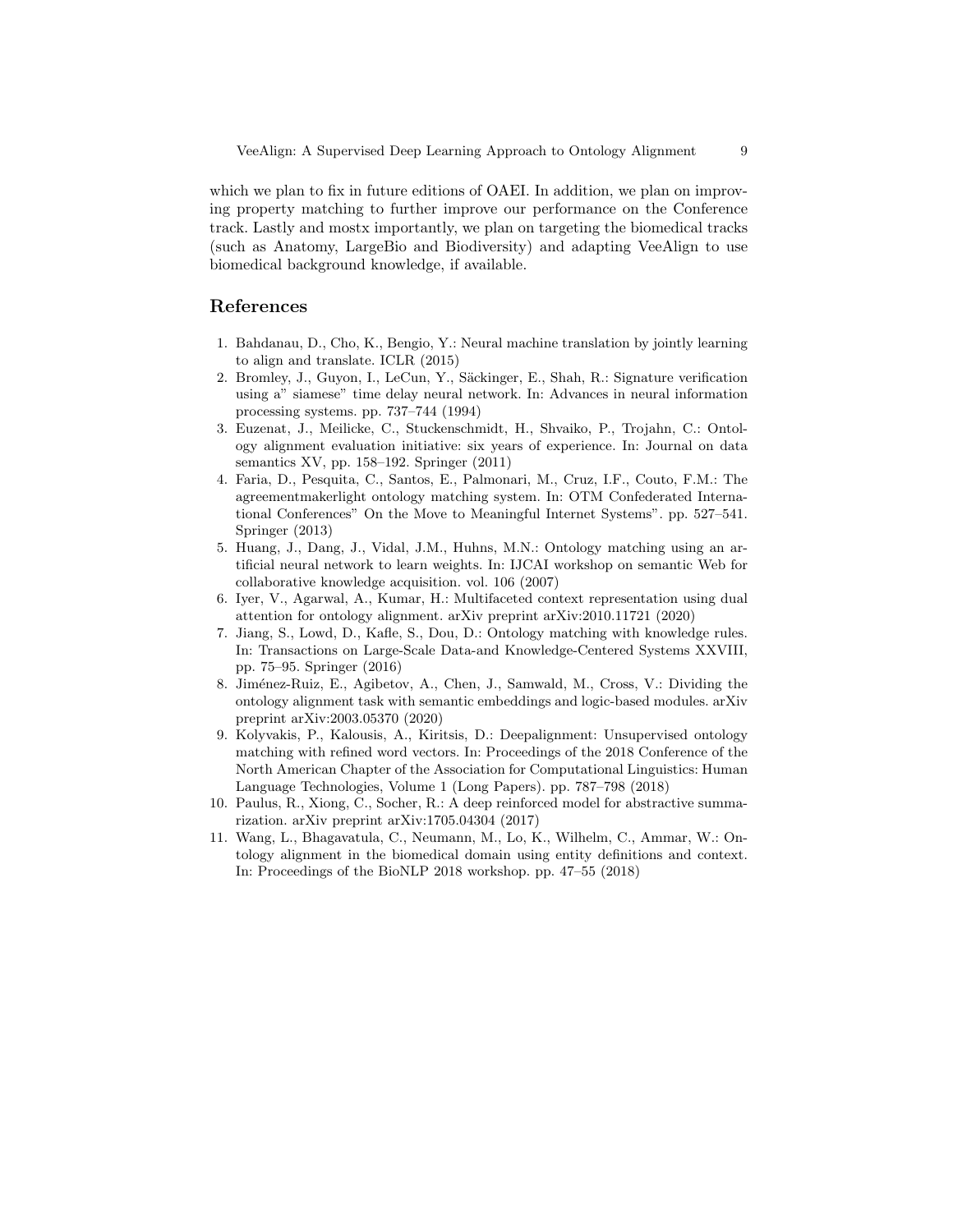which we plan to fix in future editions of OAEI. In addition, we plan on improving property matching to further improve our performance on the Conference track. Lastly and mostx importantly, we plan on targeting the biomedical tracks (such as Anatomy, LargeBio and Biodiversity) and adapting VeeAlign to use biomedical background knowledge, if available.

## References

1. Bahdanau, D., Cho, K., Bengio, Y.: Neural machine translation by jointly learning to align and translate. ICLR (2015)
2. Bromley, J., Guyon, I., LeCun, Y., Säckinger, E., Shah, R.: Signature verification using a" siamese" time delay neural network. In: Advances in neural information processing systems. pp. 737–744 (1994)
3. Euzenat, J., Meilicke, C., Stuckenschmidt, H., Shvaiko, P., Trojahn, C.: Ontology alignment evaluation initiative: six years of experience. In: Journal on data semantics XV, pp. 158–192. Springer (2011)
4. Faria, D., Pesquita, C., Santos, E., Palmonari, M., Cruz, I.F., Couto, F.M.: The agreementmakerlight ontology matching system. In: OTM Confederated International Conferences" On the Move to Meaningful Internet Systems". pp. 527–541. Springer (2013)
5. Huang, J., Dang, J., Vidal, J.M., Huhns, M.N.: Ontology matching using an artificial neural network to learn weights. In: IJCAI workshop on semantic Web for collaborative knowledge acquisition. vol. 106 (2007)
6. Iyer, V., Agarwal, A., Kumar, H.: Multifaceted context representation using dual attention for ontology alignment. arXiv preprint arXiv:2010.11721 (2020)
7. Jiang, S., Lowd, D., Kafle, S., Dou, D.: Ontology matching with knowledge rules. In: Transactions on Large-Scale Data-and Knowledge-Centered Systems XXVIII, pp. 75–95. Springer (2016)
8. Jiménez-Ruiz, E., Agibetov, A., Chen, J., Samwald, M., Cross, V.: Dividing the ontology alignment task with semantic embeddings and logic-based modules. arXiv preprint arXiv:2003.05370 (2020)
9. Kolyvakis, P., Kalousis, A., Kiritsis, D.: Deepalignment: Unsupervised ontology matching with refined word vectors. In: Proceedings of the 2018 Conference of the North American Chapter of the Association for Computational Linguistics: Human Language Technologies, Volume 1 (Long Papers). pp. 787–798 (2018)
10. Paulus, R., Xiong, C., Socher, R.: A deep reinforced model for abstractive summarization. arXiv preprint arXiv:1705.04304 (2017)
11. Wang, L., Bhagavatula, C., Neumann, M., Lo, K., Wilhelm, C., Ammar, W.: Ontology alignment in the biomedical domain using entity definitions and context. In: Proceedings of the BioNLP 2018 workshop. pp. 47–55 (2018)